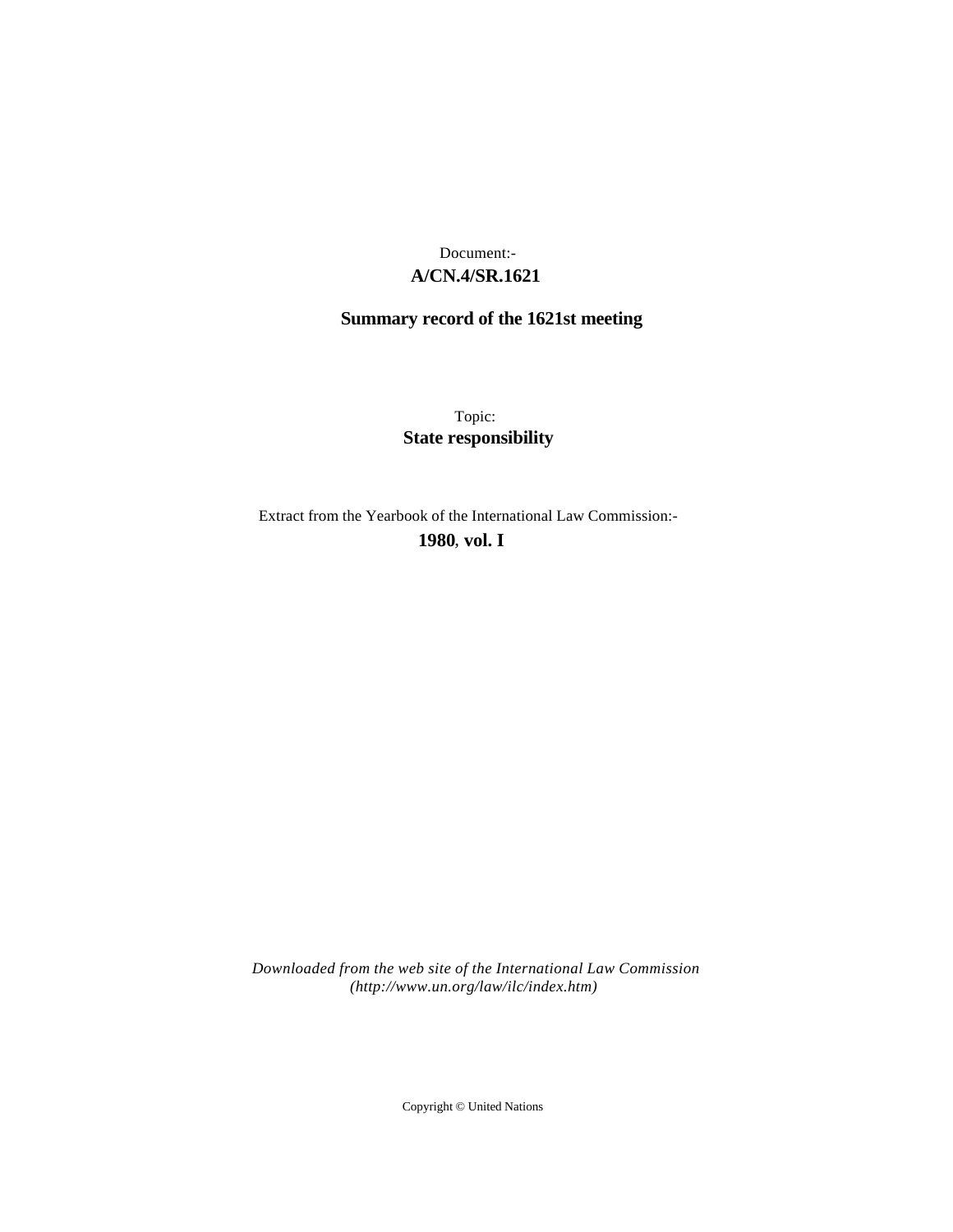Document:-

**A/CN.4/SR.1621**

**Summary record of the 1621st meeting**

Topic:

**State responsibility**

Extract from the Yearbook of the International Law Commission:-

**1980**, **vol. I**

*Downloaded from the web site of the International Law Commission (http://www.un.org/law/ilc/index.htm)*

Copyright © United Nations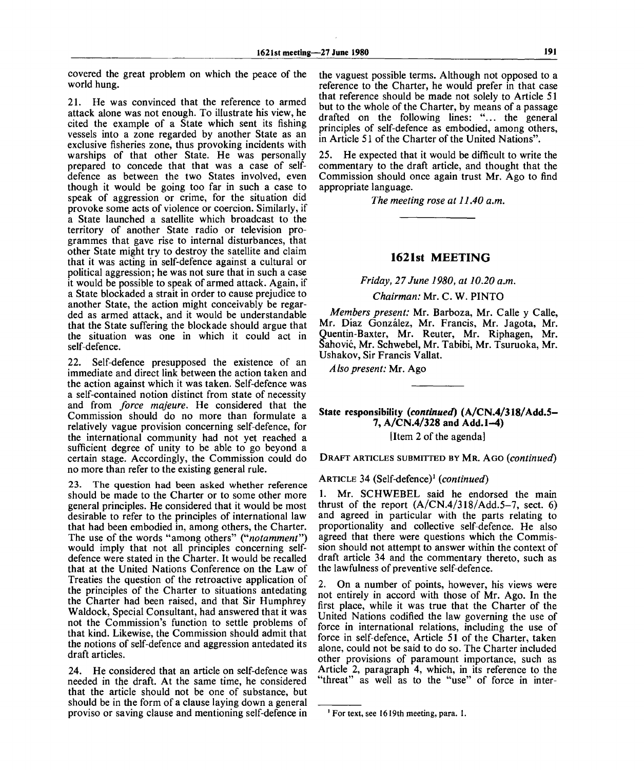covered the great problem on which the peace of the world hung.

21. He was convinced that the reference to armed attack alone was not enough. To illustrate his view, he cited the example of a State which sent its fishing vessels into a zone regarded by another State as an exclusive fisheries zone, thus provoking incidents with warships of that other State. He was personally prepared to concede that that was a case of self-defence as between the two States involved, even though it would be going too far in such a case to speak of aggression or crime, for the situation did provoke some acts of violence or coercion. Similarly, if a State launched a satellite which broadcast to the territory of another State radio or television programmes that gave rise to internal disturbances, that other State might try to destroy the satellite and claim that it was acting in self-defence against a cultural or political aggression; he was not sure that in such a case it would be possible to speak of armed attack. Again, if a State blockaded a strait in order to cause prejudice to another State, the action might conceivably be regarded as armed attack, and it would be understandable that the State suffering the blockade should argue that the situation was one in which it could act in self-defence.

22. Self-defence presupposed the existence of an immediate and direct link between the action taken and the action against which it was taken. Self-defence was a self-contained notion distinct from state of necessity and from *force majeure*. He considered that the Commission should do no more than formulate a relatively vague provision concerning self-defence, for the international community had not yet reached a sufficient degree of unity to be able to go beyond a certain stage. Accordingly, the Commission could do no more than refer to the existing general rule.

23. The question had been asked whether reference should be made to the Charter or to some other more general principles. He considered that it would be most desirable to refer to the principles of international law that had been embodied in, among others, the Charter. The use of the words "among others" ("*notamment*") would imply that not all principles concerning self-defence were stated in the Charter. It would be recalled that at the United Nations Conference on the Law of Treaties the question of the retroactive application of the principles of the Charter to situations antedating the Charter had been raised, and that Sir Humphrey Waldock, Special Consultant, had answered that it was not the Commission's function to settle problems of that kind. Likewise, the Commission should admit that the notions of self-defence and aggression antedated its draft articles.

24. He considered that an article on self-defence was needed in the draft. At the same time, he considered that the article should not be one of substance, but should be in the form of a clause laying down a general proviso or saving clause and mentioning self-defence in the vaguest possible terms. Although not opposed to a reference to the Charter, he would prefer in that case that reference should be made not solely to Article 51 but to the whole of the Charter, by means of a passage drafted on the following lines: "... the general principles of self-defence as embodied, among others, in Article 51 of the Charter of the United Nations".

25. He expected that it would be difficult to write the commentary to the draft article, and thought that the Commission should once again trust Mr. Ago to find appropriate language.

*The meeting rose at 11.40 a.m.*

---

## 1621st MEETING

*Friday, 27 June 1980, at 10.20 a.m.*

*Chairman:* Mr. C. W. PINTO

*Members present:* Mr. Barboza, Mr. Calle y Calle, Mr. Díaz González, Mr. Francis, Mr. Jagota, Mr. Quentin-Baxter, Mr. Reuter, Mr. Riphagen, Mr. Šahović, Mr. Schwebel, Mr. Tabibi, Mr. Tsuruoka, Mr. Ushakov, Sir Francis Vallat.

*Also present:* Mr. Ago

---

### State responsibility (*continued*) (A/CN.4/318/Add.5–7, A/CN.4/328 and Add.1–4)

[Item 2 of the agenda]

DRAFT ARTICLES SUBMITTED BY MR. AGO (*continued*)

ARTICLE 34 (Self-defence)[1] (*continued*)

1. Mr. SCHWEBEL said he endorsed the main thrust of the report (A/CN.4/318/Add.5–7, sect. 6) and agreed in particular with the parts relating to proportionality and collective self-defence. He also agreed that there were questions which the Commission should not attempt to answer within the context of draft article 34 and the commentary thereto, such as the lawfulness of preventive self-defence.

2. On a number of points, however, his views were not entirely in accord with those of Mr. Ago. In the first place, while it was true that the Charter of the United Nations codified the law governing the use of force in international relations, including the use of force in self-defence, Article 51 of the Charter, taken alone, could not be said to do so. The Charter included other provisions of paramount importance, such as Article 2, paragraph 4, which, in its reference to the "threat" as well as to the "use" of force in inter-

---

[1] For text, see 1619th meeting, para. 1.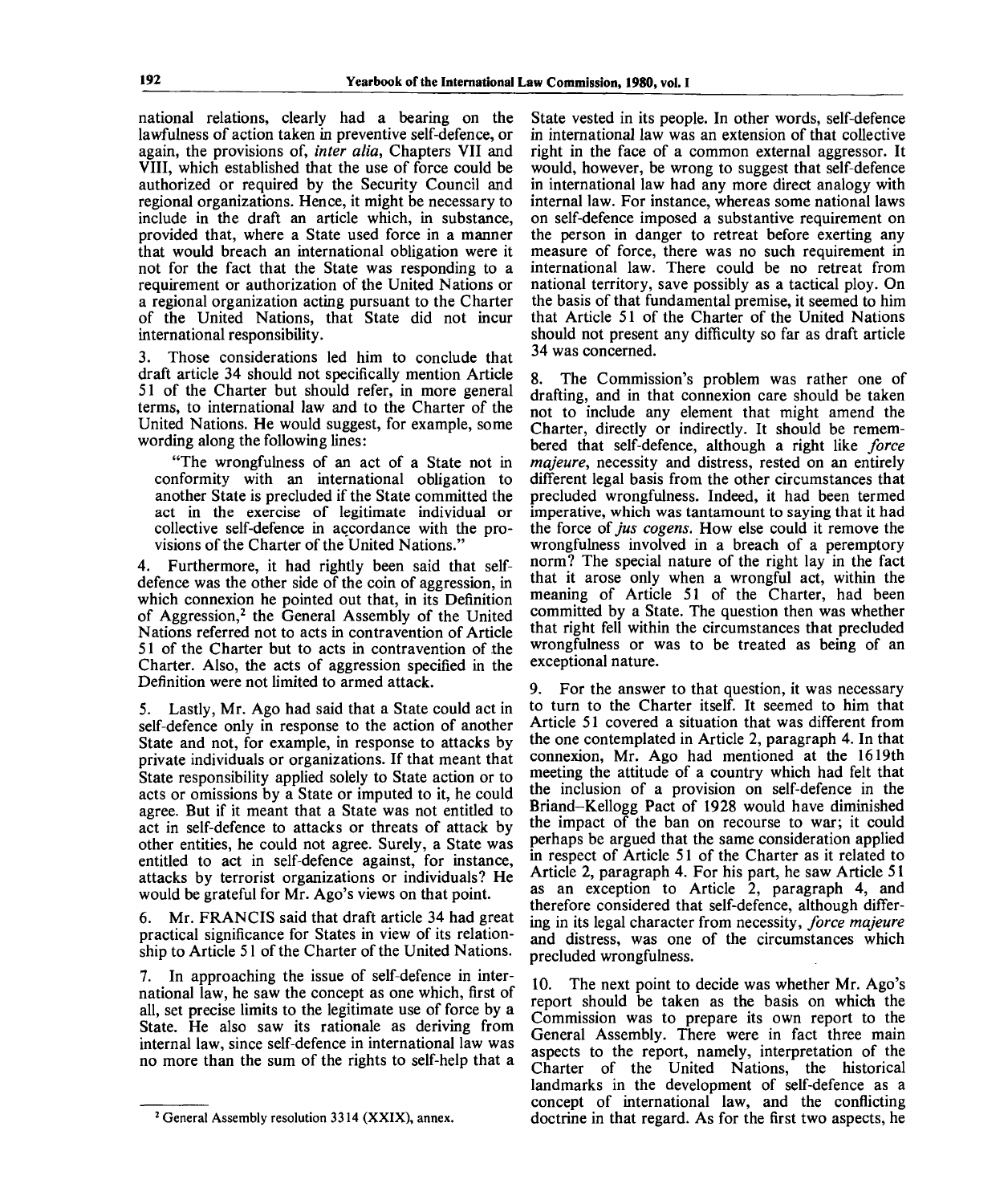national relations, clearly had a bearing on the lawfulness of action taken in preventive self-defence, or again, the provisions of, *inter alia*, Chapters VII and VIII, which established that the use of force could be authorized or required by the Security Council and regional organizations. Hence, it might be necessary to include in the draft an article which, in substance, provided that, where a State used force in a manner that would breach an international obligation were it not for the fact that the State was responding to a requirement or authorization of the United Nations or a regional organization acting pursuant to the Charter of the United Nations, that State did not incur international responsibility.

3. Those considerations led him to conclude that draft article 34 should not specifically mention Article 51 of the Charter but should refer, in more general terms, to international law and to the Charter of the United Nations. He would suggest, for example, some wording along the following lines:

"The wrongfulness of an act of a State not in conformity with an international obligation to another State is precluded if the State committed the act in the exercise of legitimate individual or collective self-defence in accordance with the provisions of the Charter of the United Nations."

4. Furthermore, it had rightly been said that self-defence was the other side of the coin of aggression, in which connexion he pointed out that, in its Definition of Aggression,[2] the General Assembly of the United Nations referred not to acts in contravention of Article 51 of the Charter but to acts in contravention of the Charter. Also, the acts of aggression specified in the Definition were not limited to armed attack.

5. Lastly, Mr. Ago had said that a State could act in self-defence only in response to the action of another State and not, for example, in response to attacks by private individuals or organizations. If that meant that State responsibility applied solely to State action or to acts or omissions by a State or imputed to it, he could agree. But if it meant that a State was not entitled to act in self-defence to attacks or threats of attack by other entities, he could not agree. Surely, a State was entitled to act in self-defence against, for instance, attacks by terrorist organizations or individuals? He would be grateful for Mr. Ago's views on that point.

6. Mr. FRANCIS said that draft article 34 had great practical significance for States in view of its relationship to Article 51 of the Charter of the United Nations.

7. In approaching the issue of self-defence in international law, he saw the concept as one which, first of all, set precise limits to the legitimate use of force by a State. He also saw its rationale as deriving from internal law, since self-defence in international law was no more than the sum of the rights to self-help that a State vested in its people. In other words, self-defence in international law was an extension of that collective right in the face of a common external aggressor. It would, however, be wrong to suggest that self-defence in international law had any more direct analogy with internal law. For instance, whereas some national laws on self-defence imposed a substantive requirement on the person in danger to retreat before exerting any measure of force, there was no such requirement in international law. There could be no retreat from national territory, save possibly as a tactical ploy. On the basis of that fundamental premise, it seemed to him that Article 51 of the Charter of the United Nations should not present any difficulty so far as draft article 34 was concerned.

8. The Commission's problem was rather one of drafting, and in that connexion care should be taken not to include any element that might amend the Charter, directly or indirectly. It should be remembered that self-defence, although a right like *force majeure*, necessity and distress, rested on an entirely different legal basis from the other circumstances that precluded wrongfulness. Indeed, it had been termed imperative, which was tantamount to saying that it had the force of *jus cogens*. How else could it remove the wrongfulness involved in a breach of a peremptory norm? The special nature of the right lay in the fact that it arose only when a wrongful act, within the meaning of Article 51 of the Charter, had been committed by a State. The question then was whether that right fell within the circumstances that precluded wrongfulness or was to be treated as being of an exceptional nature.

9. For the answer to that question, it was necessary to turn to the Charter itself. It seemed to him that Article 51 covered a situation that was different from the one contemplated in Article 2, paragraph 4. In that connexion, Mr. Ago had mentioned at the 1619th meeting the attitude of a country which had felt that the inclusion of a provision on self-defence in the Briand–Kellogg Pact of 1928 would have diminished the impact of the ban on recourse to war; it could perhaps be argued that the same consideration applied in respect of Article 51 of the Charter as it related to Article 2, paragraph 4. For his part, he saw Article 51 as an exception to Article 2, paragraph 4, and therefore considered that self-defence, although differing in its legal character from necessity, *force majeure* and distress, was one of the circumstances which precluded wrongfulness.

10. The next point to decide was whether Mr. Ago's report should be taken as the basis on which the Commission was to prepare its own report to the General Assembly. There were in fact three main aspects to the report, namely, interpretation of the Charter of the United Nations, the historical landmarks in the development of self-defence as a concept of international law, and the conflicting doctrine in that regard. As for the first two aspects, he

---

[2] General Assembly resolution 3314 (XXIX), annex.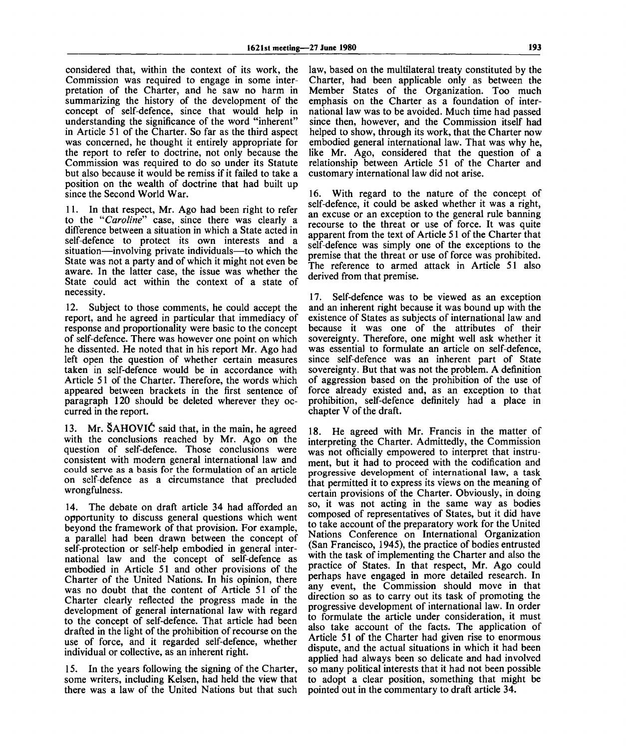considered that, within the context of its work, the Commission was required to engage in some interpretation of the Charter, and he saw no harm in summarizing the history of the development of the concept of self-defence, since that would help in understanding the significance of the word "inherent" in Article 51 of the Charter. So far as the third aspect was concerned, he thought it entirely appropriate for the report to refer to doctrine, not only because the Commission was required to do so under its Statute but also because it would be remiss if it failed to take a position on the wealth of doctrine that had built up since the Second World War.

11. In that respect, Mr. Ago had been right to refer to the "*Caroline*" case, since there was clearly a difference between a situation in which a State acted in self-defence to protect its own interests and a situation—involving private individuals—to which the State was not a party and of which it might not even be aware. In the latter case, the issue was whether the State could act within the context of a state of necessity.

12. Subject to those comments, he could accept the report, and he agreed in particular that immediacy of response and proportionality were basic to the concept of self-defence. There was however one point on which he dissented. He noted that in his report Mr. Ago had left open the question of whether certain measures taken in self-defence would be in accordance with Article 51 of the Charter. Therefore, the words which appeared between brackets in the first sentence of paragraph 120 should be deleted wherever they occurred in the report.

13. Mr. ŠAHOVIĆ said that, in the main, he agreed with the conclusions reached by Mr. Ago on the question of self-defence. Those conclusions were consistent with modern general international law and could serve as a basis for the formulation of an article on self-defence as a circumstance that precluded wrongfulness.

14. The debate on draft article 34 had afforded an opportunity to discuss general questions which went beyond the framework of that provision. For example, a parallel had been drawn between the concept of self-protection or self-help embodied in general international law and the concept of self-defence as embodied in Article 51 and other provisions of the Charter of the United Nations. In his opinion, there was no doubt that the content of Article 51 of the Charter clearly reflected the progress made in the development of general international law with regard to the concept of self-defence. That article had been drafted in the light of the prohibition of recourse on the use of force, and it regarded self-defence, whether individual or collective, as an inherent right.

15. In the years following the signing of the Charter, some writers, including Kelsen, had held the view that there was a law of the United Nations but that such law, based on the multilateral treaty constituted by the Charter, had been applicable only as between the Member States of the Organization. Too much emphasis on the Charter as a foundation of international law was to be avoided. Much time had passed since then, however, and the Commission itself had helped to show, through its work, that the Charter now embodied general international law. That was why he, like Mr. Ago, considered that the question of a relationship between Article 51 of the Charter and customary international law did not arise.

16. With regard to the nature of the concept of self-defence, it could be asked whether it was a right, an excuse or an exception to the general rule banning recourse to the threat or use of force. It was quite apparent from the text of Article 51 of the Charter that self-defence was simply one of the exceptions to the premise that the threat or use of force was prohibited. The reference to armed attack in Article 51 also derived from that premise.

17. Self-defence was to be viewed as an exception and an inherent right because it was bound up with the existence of States as subjects of international law and because it was one of the attributes of their sovereignty. Therefore, one might well ask whether it was essential to formulate an article on self-defence, since self-defence was an inherent part of State sovereignty. But that was not the problem. A definition of aggression based on the prohibition of the use of force already existed and, as an exception to that prohibition, self-defence definitely had a place in chapter V of the draft.

18. He agreed with Mr. Francis in the matter of interpreting the Charter. Admittedly, the Commission was not officially empowered to interpret that instrument, but it had to proceed with the codification and progressive development of international law, a task that permitted it to express its views on the meaning of certain provisions of the Charter. Obviously, in doing so, it was not acting in the same way as bodies composed of representatives of States, but it did have to take account of the preparatory work for the United Nations Conference on International Organization (San Francisco, 1945), the practice of bodies entrusted with the task of implementing the Charter and also the practice of States. In that respect, Mr. Ago could perhaps have engaged in more detailed research. In any event, the Commission should move in that direction so as to carry out its task of promoting the progressive development of international law. In order to formulate the article under consideration, it must also take account of the facts. The application of Article 51 of the Charter had given rise to enormous dispute, and the actual situations in which it had been applied had always been so delicate and had involved so many political interests that it had not been possible to adopt a clear position, something that might be pointed out in the commentary to draft article 34.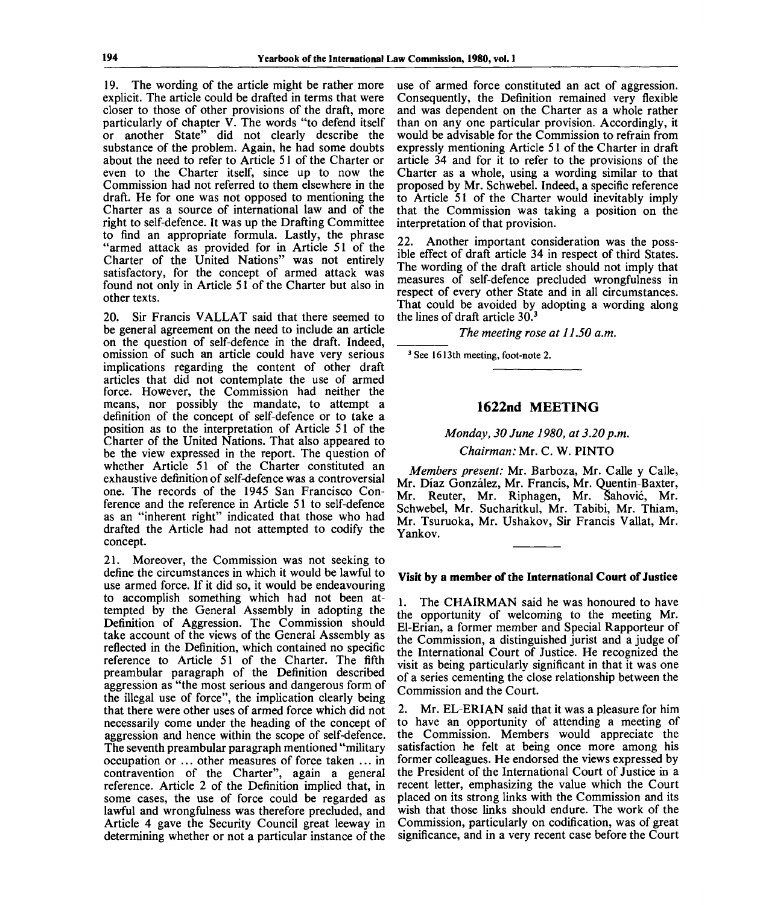19. The wording of the article might be rather more explicit. The article could be drafted in terms that were closer to those of other provisions of the draft, more particularly of chapter V. The words "to defend itself or another State" did not clearly describe the substance of the problem. Again, he had some doubts about the need to refer to Article 51 of the Charter or even to the Charter itself, since up to now the Commission had not referred to them elsewhere in the draft. He for one was not opposed to mentioning the Charter as a source of international law and of the right to self-defence. It was up the Drafting Committee to find an appropriate formula. Lastly, the phrase "armed attack as provided for in Article 51 of the Charter of the United Nations" was not entirely satisfactory, for the concept of armed attack was found not only in Article 51 of the Charter but also in other texts.

20. Sir Francis VALLAT said that there seemed to be general agreement on the need to include an article on the question of self-defence in the draft. Indeed, omission of such an article could have very serious implications regarding the content of other draft articles that did not contemplate the use of armed force. However, the Commission had neither the means, nor possibly the mandate, to attempt a definition of the concept of self-defence or to take a position as to the interpretation of Article 51 of the Charter of the United Nations. That also appeared to be the view expressed in the report. The question of whether Article 51 of the Charter constituted an exhaustive definition of self-defence was a controversial one. The records of the 1945 San Francisco Conference and the reference in Article 51 to self-defence as an "inherent right" indicated that those who had drafted the Article had not attempted to codify the concept.

21. Moreover, the Commission was not seeking to define the circumstances in which it would be lawful to use armed force. If it did so, it would be endeavouring to accomplish something which had not been attempted by the General Assembly in adopting the Definition of Aggression. The Commission should take account of the views of the General Assembly as reflected in the Definition, which contained no specific reference to Article 51 of the Charter. The fifth preambular paragraph of the Definition described aggression as "the most serious and dangerous form of the illegal use of force", the implication clearly being that there were other uses of armed force which did not necessarily come under the heading of the concept of aggression and hence within the scope of self-defence. The seventh preambular paragraph mentioned "military occupation or ... other measures of force taken ... in contravention of the Charter", again a general reference. Article 2 of the Definition implied that, in some cases, the use of force could be regarded as lawful and wrongfulness was therefore precluded, and Article 4 gave the Security Council great leeway in determining whether or not a particular instance of the use of armed force constituted an act of aggression. Consequently, the Definition remained very flexible and was dependent on the Charter as a whole rather than on any one particular provision. Accordingly, it would be advisable for the Commission to refrain from expressly mentioning Article 51 of the Charter in draft article 34 and for it to refer to the provisions of the Charter as a whole, using a wording similar to that proposed by Mr. Schwebel. Indeed, a specific reference to Article 51 of the Charter would inevitably imply that the Commission was taking a position on the interpretation of that provision.

22. Another important consideration was the possible effect of draft article 34 in respect of third States. The wording of the draft article should not imply that measures of self-defence precluded wrongfulness in respect of every other State and in all circumstances. That could be avoided by adopting a wording along the lines of draft article 30.[3]

*The meeting rose at 11.50 a.m.*

[3] See 1613th meeting, foot-note 2.

## 1622nd MEETING

*Monday, 30 June 1980, at 3.20 p.m.*

*Chairman:* Mr. C. W. PINTO

*Members present:* Mr. Barboza, Mr. Calle y Calle, Mr. Díaz González, Mr. Francis, Mr. Quentin-Baxter, Mr. Reuter, Mr. Riphagen, Mr. Šahović, Mr. Schwebel, Mr. Sucharitkul, Mr. Tabibi, Mr. Thiam, Mr. Tsuruoka, Mr. Ushakov, Sir Francis Vallat, Mr. Yankov.

### Visit by a member of the International Court of Justice

1. The CHAIRMAN said he was honoured to have the opportunity of welcoming to the meeting Mr. El-Erian, a former member and Special Rapporteur of the Commission, a distinguished jurist and a judge of the International Court of Justice. He recognized the visit as being particularly significant in that it was one of a series cementing the close relationship between the Commission and the Court.

2. Mr. EL-ERIAN said that it was a pleasure for him to have an opportunity of attending a meeting of the Commission. Members would appreciate the satisfaction he felt at being once more among his former colleagues. He endorsed the views expressed by the President of the International Court of Justice in a recent letter, emphasizing the value which the Court placed on its strong links with the Commission and its wish that those links should endure. The work of the Commission, particularly on codification, was of great significance, and in a very recent case before the Court